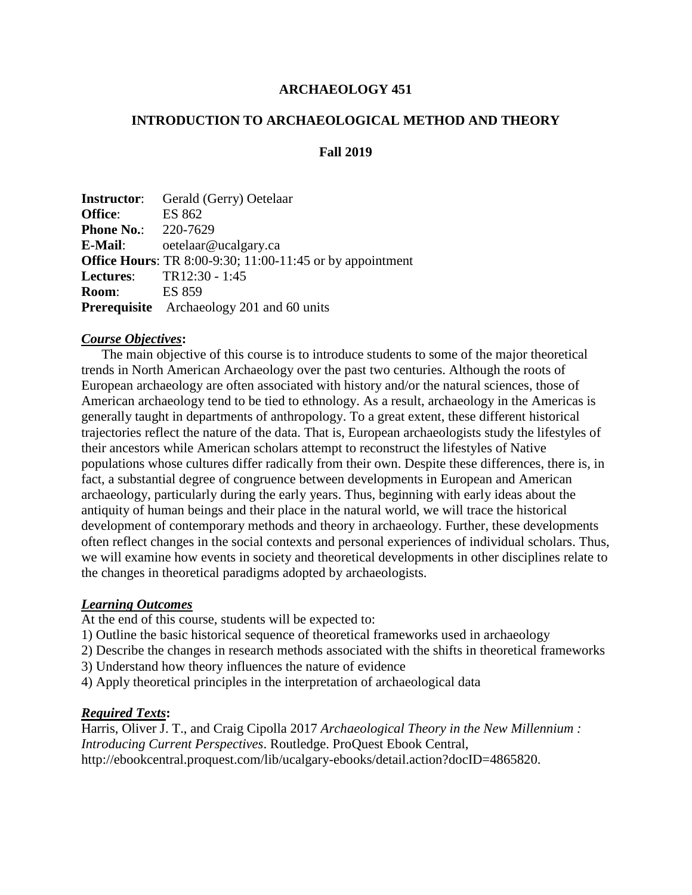# ARCHAEOLOGY 451

## INTRODUCTION TO ARCHAEOLOGICAL METHOD AND THEORY

### Fall 2019

**Instructor**: Gerald (Gerry) Oetelaar
**Office**: ES 862
**Phone No.**: 220-7629
**E-Mail**: oetelaar@ucalgary.ca
**Office Hours**: TR 8:00-9:30; 11:00-11:45 or by appointment
**Lectures**: TR12:30 - 1:45
**Room**: ES 859
**Prerequisite** Archaeology 201 and 60 units

***Course Objectives*:**

The main objective of this course is to introduce students to some of the major theoretical trends in North American Archaeology over the past two centuries. Although the roots of European archaeology are often associated with history and/or the natural sciences, those of American archaeology tend to be tied to ethnology. As a result, archaeology in the Americas is generally taught in departments of anthropology. To a great extent, these different historical trajectories reflect the nature of the data. That is, European archaeologists study the lifestyles of their ancestors while American scholars attempt to reconstruct the lifestyles of Native populations whose cultures differ radically from their own. Despite these differences, there is, in fact, a substantial degree of congruence between developments in European and American archaeology, particularly during the early years. Thus, beginning with early ideas about the antiquity of human beings and their place in the natural world, we will trace the historical development of contemporary methods and theory in archaeology. Further, these developments often reflect changes in the social contexts and personal experiences of individual scholars. Thus, we will examine how events in society and theoretical developments in other disciplines relate to the changes in theoretical paradigms adopted by archaeologists.

***Learning Outcomes***

At the end of this course, students will be expected to:

1) Outline the basic historical sequence of theoretical frameworks used in archaeology
2) Describe the changes in research methods associated with the shifts in theoretical frameworks
3) Understand how theory influences the nature of evidence
4) Apply theoretical principles in the interpretation of archaeological data

***Required Texts*:**

Harris, Oliver J. T., and Craig Cipolla 2017 *Archaeological Theory in the New Millennium : Introducing Current Perspectives*. Routledge. ProQuest Ebook Central, http://ebookcentral.proquest.com/lib/ucalgary-ebooks/detail.action?docID=4865820.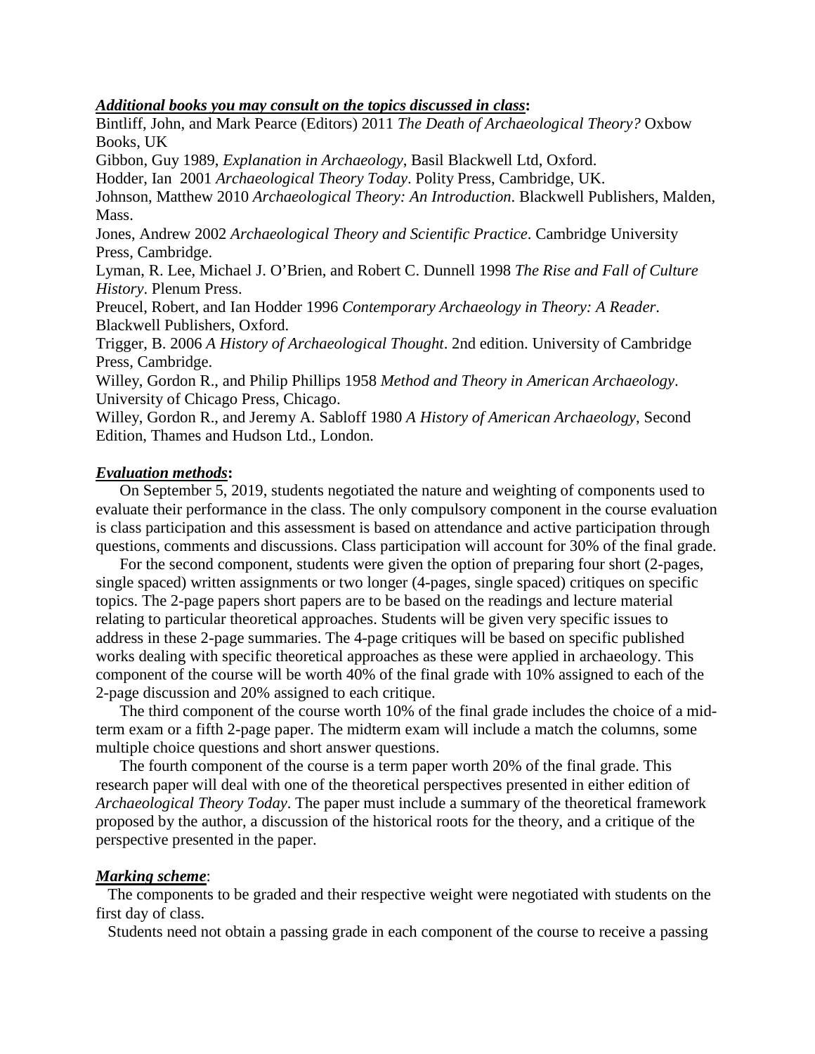***Additional books you may consult on the topics discussed in class*:**

Bintliff, John, and Mark Pearce (Editors) 2011 *The Death of Archaeological Theory?* Oxbow Books, UK

Gibbon, Guy 1989, *Explanation in Archaeology*, Basil Blackwell Ltd, Oxford.

Hodder, Ian 2001 *Archaeological Theory Today*. Polity Press, Cambridge, UK.

Johnson, Matthew 2010 *Archaeological Theory: An Introduction*. Blackwell Publishers, Malden, Mass.

Jones, Andrew 2002 *Archaeological Theory and Scientific Practice*. Cambridge University Press, Cambridge.

Lyman, R. Lee, Michael J. O'Brien, and Robert C. Dunnell 1998 *The Rise and Fall of Culture History*. Plenum Press.

Preucel, Robert, and Ian Hodder 1996 *Contemporary Archaeology in Theory: A Reader*. Blackwell Publishers, Oxford.

Trigger, B. 2006 *A History of Archaeological Thought*. 2nd edition. University of Cambridge Press, Cambridge.

Willey, Gordon R., and Philip Phillips 1958 *Method and Theory in American Archaeology*. University of Chicago Press, Chicago.

Willey, Gordon R., and Jeremy A. Sabloff 1980 *A History of American Archaeology*, Second Edition, Thames and Hudson Ltd., London.

***Evaluation methods*:**

On September 5, 2019, students negotiated the nature and weighting of components used to evaluate their performance in the class. The only compulsory component in the course evaluation is class participation and this assessment is based on attendance and active participation through questions, comments and discussions. Class participation will account for 30% of the final grade.

For the second component, students were given the option of preparing four short (2-pages, single spaced) written assignments or two longer (4-pages, single spaced) critiques on specific topics. The 2-page papers short papers are to be based on the readings and lecture material relating to particular theoretical approaches. Students will be given very specific issues to address in these 2-page summaries. The 4-page critiques will be based on specific published works dealing with specific theoretical approaches as these were applied in archaeology. This component of the course will be worth 40% of the final grade with 10% assigned to each of the 2-page discussion and 20% assigned to each critique.

The third component of the course worth 10% of the final grade includes the choice of a mid-term exam or a fifth 2-page paper. The midterm exam will include a match the columns, some multiple choice questions and short answer questions.

The fourth component of the course is a term paper worth 20% of the final grade. This research paper will deal with one of the theoretical perspectives presented in either edition of *Archaeological Theory Today*. The paper must include a summary of the theoretical framework proposed by the author, a discussion of the historical roots for the theory, and a critique of the perspective presented in the paper.

***Marking scheme*:**

The components to be graded and their respective weight were negotiated with students on the first day of class.

Students need not obtain a passing grade in each component of the course to receive a passing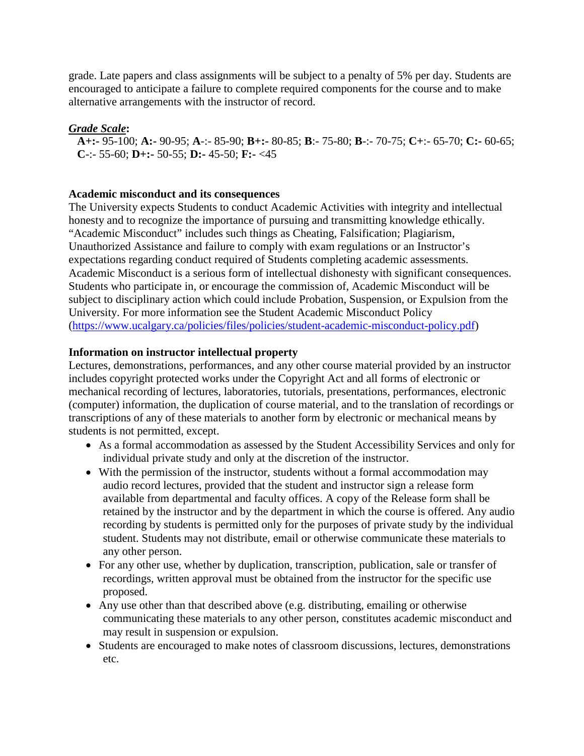grade. Late papers and class assignments will be subject to a penalty of 5% per day. Students are encouraged to anticipate a failure to complete required components for the course and to make alternative arrangements with the instructor of record.

***Grade Scale*:**

**A+:-** 95-100; **A:-** 90-95; **A**-:- 85-90; **B+:-** 80-85; **B**:- 75-80; **B**-:- 70-75; **C+**:- 65-70; **C:-** 60-65; **C**-:- 55-60; **D+:-** 50-55; **D:-** 45-50; **F:-** <45

**Academic misconduct and its consequences**

The University expects Students to conduct Academic Activities with integrity and intellectual honesty and to recognize the importance of pursuing and transmitting knowledge ethically. "Academic Misconduct" includes such things as Cheating, Falsification; Plagiarism, Unauthorized Assistance and failure to comply with exam regulations or an Instructor's expectations regarding conduct required of Students completing academic assessments. Academic Misconduct is a serious form of intellectual dishonesty with significant consequences. Students who participate in, or encourage the commission of, Academic Misconduct will be subject to disciplinary action which could include Probation, Suspension, or Expulsion from the University. For more information see the Student Academic Misconduct Policy (https://www.ucalgary.ca/policies/files/policies/student-academic-misconduct-policy.pdf)

**Information on instructor intellectual property**

Lectures, demonstrations, performances, and any other course material provided by an instructor includes copyright protected works under the Copyright Act and all forms of electronic or mechanical recording of lectures, laboratories, tutorials, presentations, performances, electronic (computer) information, the duplication of course material, and to the translation of recordings or transcriptions of any of these materials to another form by electronic or mechanical means by students is not permitted, except.

- As a formal accommodation as assessed by the Student Accessibility Services and only for individual private study and only at the discretion of the instructor.
- With the permission of the instructor, students without a formal accommodation may audio record lectures, provided that the student and instructor sign a release form available from departmental and faculty offices. A copy of the Release form shall be retained by the instructor and by the department in which the course is offered. Any audio recording by students is permitted only for the purposes of private study by the individual student. Students may not distribute, email or otherwise communicate these materials to any other person.
- For any other use, whether by duplication, transcription, publication, sale or transfer of recordings, written approval must be obtained from the instructor for the specific use proposed.
- Any use other than that described above (e.g. distributing, emailing or otherwise communicating these materials to any other person, constitutes academic misconduct and may result in suspension or expulsion.
- Students are encouraged to make notes of classroom discussions, lectures, demonstrations etc.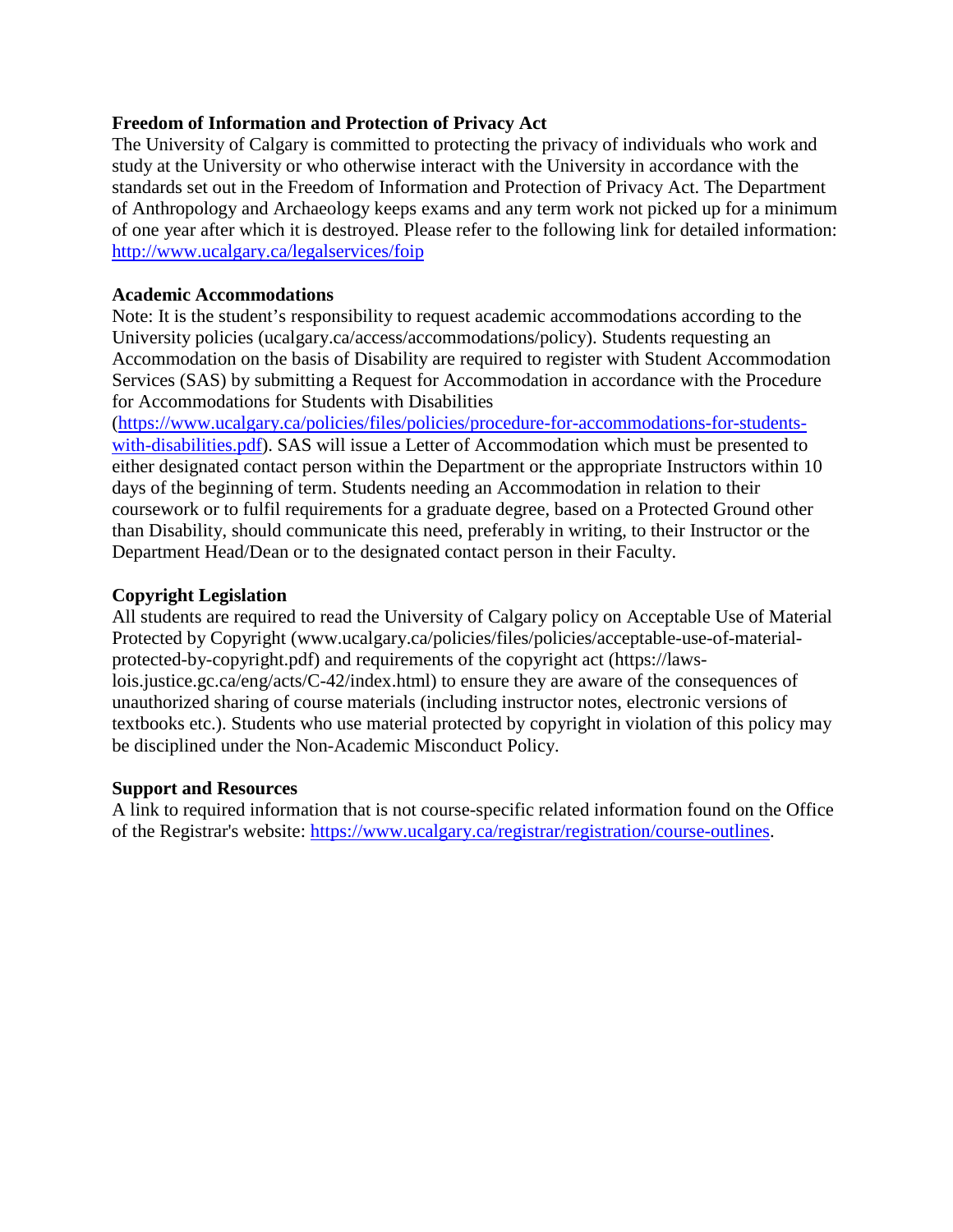**Freedom of Information and Protection of Privacy Act**

The University of Calgary is committed to protecting the privacy of individuals who work and study at the University or who otherwise interact with the University in accordance with the standards set out in the Freedom of Information and Protection of Privacy Act. The Department of Anthropology and Archaeology keeps exams and any term work not picked up for a minimum of one year after which it is destroyed. Please refer to the following link for detailed information: http://www.ucalgary.ca/legalservices/foip

**Academic Accommodations**

Note: It is the student's responsibility to request academic accommodations according to the University policies (ucalgary.ca/access/accommodations/policy). Students requesting an Accommodation on the basis of Disability are required to register with Student Accommodation Services (SAS) by submitting a Request for Accommodation in accordance with the Procedure for Accommodations for Students with Disabilities (https://www.ucalgary.ca/policies/files/policies/procedure-for-accommodations-for-students-with-disabilities.pdf). SAS will issue a Letter of Accommodation which must be presented to either designated contact person within the Department or the appropriate Instructors within 10 days of the beginning of term. Students needing an Accommodation in relation to their coursework or to fulfil requirements for a graduate degree, based on a Protected Ground other than Disability, should communicate this need, preferably in writing, to their Instructor or the Department Head/Dean or to the designated contact person in their Faculty.

**Copyright Legislation**

All students are required to read the University of Calgary policy on Acceptable Use of Material Protected by Copyright (www.ucalgary.ca/policies/files/policies/acceptable-use-of-material-protected-by-copyright.pdf) and requirements of the copyright act (https://laws-lois.justice.gc.ca/eng/acts/C-42/index.html) to ensure they are aware of the consequences of unauthorized sharing of course materials (including instructor notes, electronic versions of textbooks etc.). Students who use material protected by copyright in violation of this policy may be disciplined under the Non-Academic Misconduct Policy.

**Support and Resources**

A link to required information that is not course-specific related information found on the Office of the Registrar's website: https://www.ucalgary.ca/registrar/registration/course-outlines.